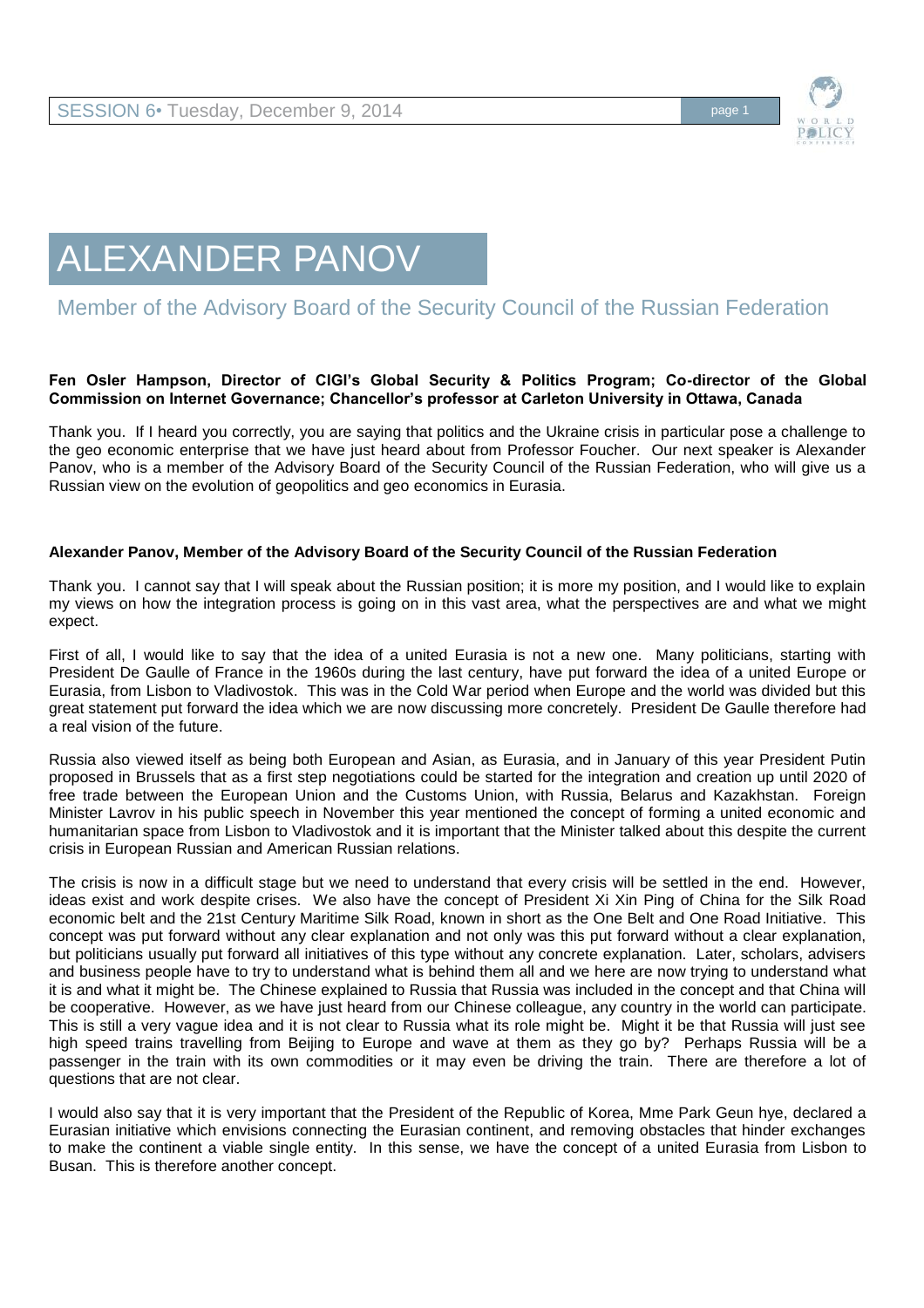# ALEXANDER PANOV

## Member of the Advisory Board of the Security Council of the Russian Federation

**Fen Osler Hampson, Director of CIGI's Global Security & Politics Program; Co-director of the Global Commission on Internet Governance; Chancellor's professor at Carleton University in Ottawa, Canada**

Thank you. If I heard you correctly, you are saying that politics and the Ukraine crisis in particular pose a challenge to the geo economic enterprise that we have just heard about from Professor Foucher. Our next speaker is Alexander Panov, who is a member of the Advisory Board of the Security Council of the Russian Federation, who will give us a Russian view on the evolution of geopolitics and geo economics in Eurasia.

**Alexander Panov, Member of the Advisory Board of the Security Council of the Russian Federation**

Thank you. I cannot say that I will speak about the Russian position; it is more my position, and I would like to explain my views on how the integration process is going on in this vast area, what the perspectives are and what we might expect.

First of all, I would like to say that the idea of a united Eurasia is not a new one. Many politicians, starting with President De Gaulle of France in the 1960s during the last century, have put forward the idea of a united Europe or Eurasia, from Lisbon to Vladivostok. This was in the Cold War period when Europe and the world was divided but this great statement put forward the idea which we are now discussing more concretely. President De Gaulle therefore had a real vision of the future.

Russia also viewed itself as being both European and Asian, as Eurasia, and in January of this year President Putin proposed in Brussels that as a first step negotiations could be started for the integration and creation up until 2020 of free trade between the European Union and the Customs Union, with Russia, Belarus and Kazakhstan. Foreign Minister Lavrov in his public speech in November this year mentioned the concept of forming a united economic and humanitarian space from Lisbon to Vladivostok and it is important that the Minister talked about this despite the current crisis in European Russian and American Russian relations.

The crisis is now in a difficult stage but we need to understand that every crisis will be settled in the end. However, ideas exist and work despite crises. We also have the concept of President Xi Xin Ping of China for the Silk Road economic belt and the 21st Century Maritime Silk Road, known in short as the One Belt and One Road Initiative. This concept was put forward without any clear explanation and not only was this put forward without a clear explanation, but politicians usually put forward all initiatives of this type without any concrete explanation. Later, scholars, advisers and business people have to try to understand what is behind them all and we here are now trying to understand what it is and what it might be. The Chinese explained to Russia that Russia was included in the concept and that China will be cooperative. However, as we have just heard from our Chinese colleague, any country in the world can participate. This is still a very vague idea and it is not clear to Russia what its role might be. Might it be that Russia will just see high speed trains travelling from Beijing to Europe and wave at them as they go by? Perhaps Russia will be a passenger in the train with its own commodities or it may even be driving the train. There are therefore a lot of questions that are not clear.

I would also say that it is very important that the President of the Republic of Korea, Mme Park Geun hye, declared a Eurasian initiative which envisions connecting the Eurasian continent, and removing obstacles that hinder exchanges to make the continent a viable single entity. In this sense, we have the concept of a united Eurasia from Lisbon to Busan. This is therefore another concept.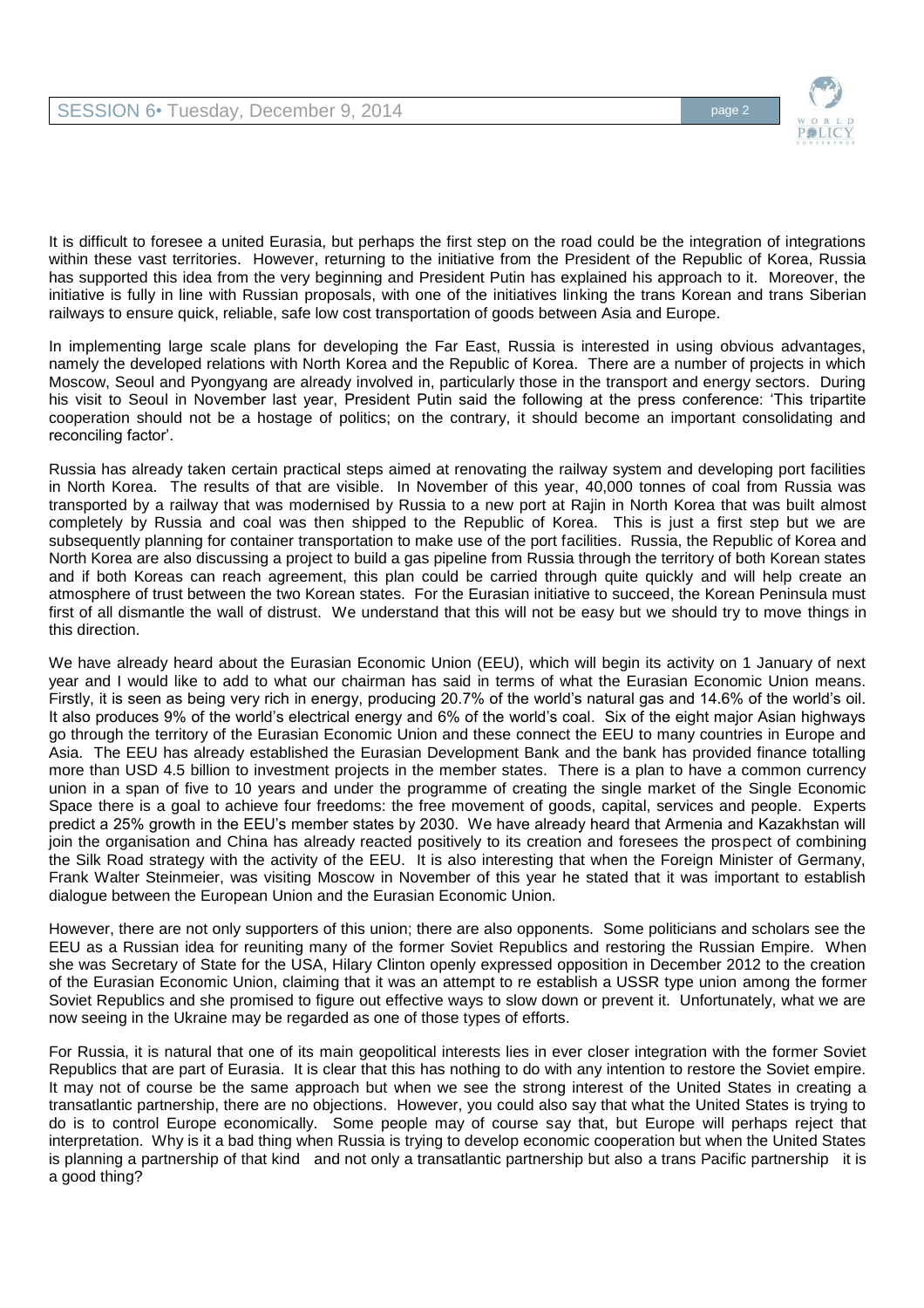It is difficult to foresee a united Eurasia, but perhaps the first step on the road could be the integration of integrations within these vast territories. However, returning to the initiative from the President of the Republic of Korea, Russia has supported this idea from the very beginning and President Putin has explained his approach to it. Moreover, the initiative is fully in line with Russian proposals, with one of the initiatives linking the trans Korean and trans Siberian railways to ensure quick, reliable, safe low cost transportation of goods between Asia and Europe.

In implementing large scale plans for developing the Far East, Russia is interested in using obvious advantages, namely the developed relations with North Korea and the Republic of Korea. There are a number of projects in which Moscow, Seoul and Pyongyang are already involved in, particularly those in the transport and energy sectors. During his visit to Seoul in November last year, President Putin said the following at the press conference: 'This tripartite cooperation should not be a hostage of politics; on the contrary, it should become an important consolidating and reconciling factor'.

Russia has already taken certain practical steps aimed at renovating the railway system and developing port facilities in North Korea. The results of that are visible. In November of this year, 40,000 tonnes of coal from Russia was transported by a railway that was modernised by Russia to a new port at Rajin in North Korea that was built almost completely by Russia and coal was then shipped to the Republic of Korea. This is just a first step but we are subsequently planning for container transportation to make use of the port facilities. Russia, the Republic of Korea and North Korea are also discussing a project to build a gas pipeline from Russia through the territory of both Korean states and if both Koreas can reach agreement, this plan could be carried through quite quickly and will help create an atmosphere of trust between the two Korean states. For the Eurasian initiative to succeed, the Korean Peninsula must first of all dismantle the wall of distrust. We understand that this will not be easy but we should try to move things in this direction.

We have already heard about the Eurasian Economic Union (EEU), which will begin its activity on 1 January of next year and I would like to add to what our chairman has said in terms of what the Eurasian Economic Union means. Firstly, it is seen as being very rich in energy, producing 20.7% of the world's natural gas and 14.6% of the world's oil. It also produces 9% of the world's electrical energy and 6% of the world's coal. Six of the eight major Asian highways go through the territory of the Eurasian Economic Union and these connect the EEU to many countries in Europe and Asia. The EEU has already established the Eurasian Development Bank and the bank has provided finance totalling more than USD 4.5 billion to investment projects in the member states. There is a plan to have a common currency union in a span of five to 10 years and under the programme of creating the single market of the Single Economic Space there is a goal to achieve four freedoms: the free movement of goods, capital, services and people. Experts predict a 25% growth in the EEU's member states by 2030. We have already heard that Armenia and Kazakhstan will join the organisation and China has already reacted positively to its creation and foresees the prospect of combining the Silk Road strategy with the activity of the EEU. It is also interesting that when the Foreign Minister of Germany, Frank Walter Steinmeier, was visiting Moscow in November of this year he stated that it was important to establish dialogue between the European Union and the Eurasian Economic Union.

However, there are not only supporters of this union; there are also opponents. Some politicians and scholars see the EEU as a Russian idea for reuniting many of the former Soviet Republics and restoring the Russian Empire. When she was Secretary of State for the USA, Hilary Clinton openly expressed opposition in December 2012 to the creation of the Eurasian Economic Union, claiming that it was an attempt to re establish a USSR type union among the former Soviet Republics and she promised to figure out effective ways to slow down or prevent it. Unfortunately, what we are now seeing in the Ukraine may be regarded as one of those types of efforts.

For Russia, it is natural that one of its main geopolitical interests lies in ever closer integration with the former Soviet Republics that are part of Eurasia. It is clear that this has nothing to do with any intention to restore the Soviet empire. It may not of course be the same approach but when we see the strong interest of the United States in creating a transatlantic partnership, there are no objections. However, you could also say that what the United States is trying to do is to control Europe economically. Some people may of course say that, but Europe will perhaps reject that interpretation. Why is it a bad thing when Russia is trying to develop economic cooperation but when the United States is planning a partnership of that kind and not only a transatlantic partnership but also a trans Pacific partnership it is a good thing?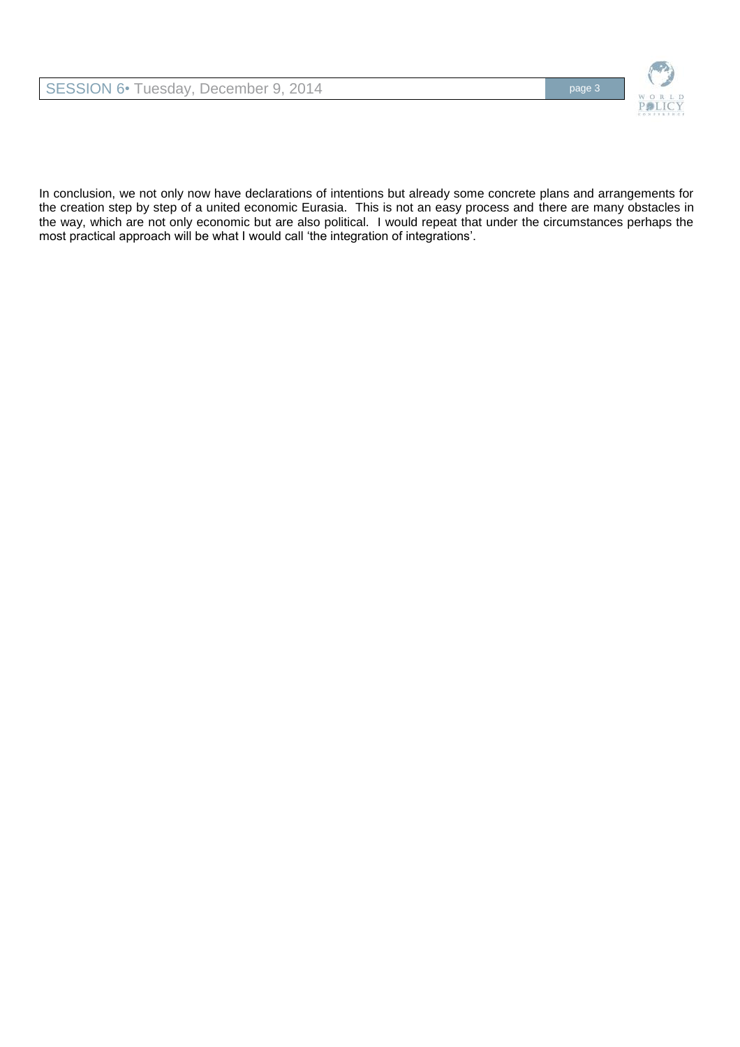In conclusion, we not only now have declarations of intentions but already some concrete plans and arrangements for the creation step by step of a united economic Eurasia. This is not an easy process and there are many obstacles in the way, which are not only economic but are also political. I would repeat that under the circumstances perhaps the most practical approach will be what I would call 'the integration of integrations'.